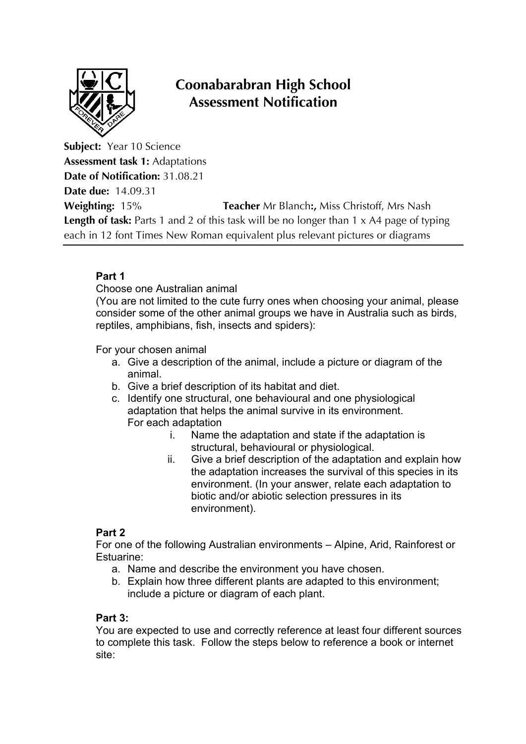# Coonabarabran High School
## Assessment Notification

**Subject:** Year 10 Science
**Assessment task 1:** Adaptations
**Date of Notification:** 31.08.21
**Date due:** 14.09.31
**Weighting:** 15% **Teacher** Mr Blanch**:,** Miss Christoff, Mrs Nash
**Length of task:** Parts 1 and 2 of this task will be no longer than 1 x A4 page of typing each in 12 font Times New Roman equivalent plus relevant pictures or diagrams

---

**Part 1**

Choose one Australian animal
(You are not limited to the cute furry ones when choosing your animal, please consider some of the other animal groups we have in Australia such as birds, reptiles, amphibians, fish, insects and spiders):

For your chosen animal

a. Give a description of the animal, include a picture or diagram of the animal.
b. Give a brief description of its habitat and diet.
c. Identify one structural, one behavioural and one physiological adaptation that helps the animal survive in its environment.
   For each adaptation
   i. Name the adaptation and state if the adaptation is structural, behavioural or physiological.
   ii. Give a brief description of the adaptation and explain how the adaptation increases the survival of this species in its environment. (In your answer, relate each adaptation to biotic and/or abiotic selection pressures in its environment).

**Part 2**

For one of the following Australian environments – Alpine, Arid, Rainforest or Estuarine:

a. Name and describe the environment you have chosen.
b. Explain how three different plants are adapted to this environment; include a picture or diagram of each plant.

**Part 3:**

You are expected to use and correctly reference at least four different sources to complete this task. Follow the steps below to reference a book or internet site: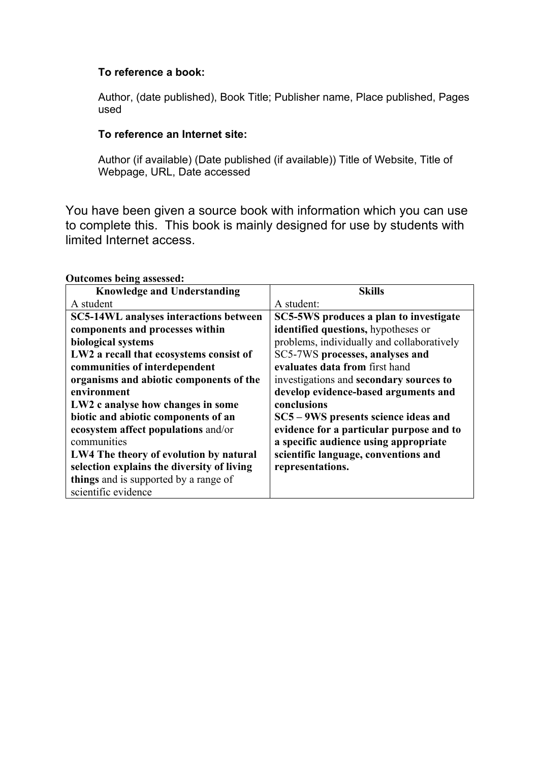**To reference a book:**

Author, (date published), Book Title; Publisher name, Place published, Pages used

**To reference an Internet site:**

Author (if available) (Date published (if available)) Title of Website, Title of Webpage, URL, Date accessed

You have been given a source book with information which you can use to complete this. This book is mainly designed for use by students with limited Internet access.

**Outcomes being assessed:**

| Knowledge and Understanding | Skills |
|---|---|
| A student | A student: |
| **SC5-14WL analyses interactions between components and processes within biological systems**<br>**LW2 a recall that ecosystems consist of communities of interdependent organisms and abiotic components of the environment**<br>**LW2 c analyse how changes in some biotic and abiotic components of an ecosystem affect populations** and/or communities<br>**LW4 The theory of evolution by natural selection explains the diversity of living things** and is supported by a range of scientific evidence | **SC5-5WS produces a plan to investigate identified questions,** hypotheses or problems, individually and collaboratively<br>SC5-7WS **processes, analyses and evaluates data from** first hand investigations and **secondary sources to develop evidence-based arguments and conclusions**<br>**SC5 – 9WS presents science ideas and evidence for a particular purpose and to a specific audience using appropriate scientific language, conventions and representations.** |